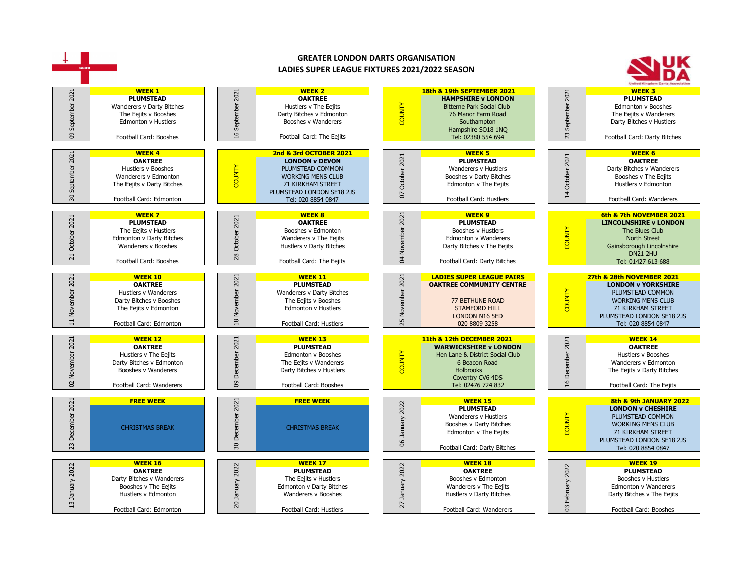# GREATER LONDON DARTS ORGANISATION

## LADIES SUPER LEAGUE FIXTURES 2021/2022 SEASON

| Date | Fixture |
|---|---|
| 09 September 2021 | **WEEK 1** **PLUMSTEAD** Wanderers v Darty Bitches; The Eejits v Booshes; Edmonton v Hustlers. Football Card: Booshes |
| 16 September 2021 | **WEEK 2** **OAKTREE** Hustlers v The Eejits; Darty Bitches v Edmonton; Booshes v Wanderers. Football Card: The Eejits |
| COUNTY | **18th & 19th SEPTEMBER 2021** **HAMPSHIRE v LONDON** Bitterne Park Social Club, 76 Manor Farm Road, Southampton, Hampshire SO18 1NQ. Tel: 02380 554 694 |
| 23 September 2021 | **WEEK 3** **PLUMSTEAD** Edmonton v Booshes; The Eejits v Wanderers; Darty Bitches v Hustlers. Football Card: Darty Bitches |
| 30 September 2021 | **WEEK 4** **OAKTREE** Hustlers v Booshes; Wanderers v Edmonton; The Eejits v Darty Bitches. Football Card: Edmonton |
| COUNTY | **2nd & 3rd OCTOBER 2021** **LONDON v DEVON** PLUMSTEAD COMMON WORKING MENS CLUB, 71 KIRKHAM STREET, PLUMSTEAD LONDON SE18 2JS. Tel: 020 8854 0847 |
| 07 October 2021 | **WEEK 5** **PLUMSTEAD** Wanderers v Hustlers; Booshes v Darty Bitches; Edmonton v The Eejits. Football Card: Hustlers |
| 14 October 2021 | **WEEK 6** **OAKTREE** Darty Bitches v Wanderers; Booshes v The Eejits; Hustlers v Edmonton. Football Card: Wanderers |
| 21 October 2021 | **WEEK 7** **PLUMSTEAD** The Eejits v Hustlers; Edmonton v Darty Bitches; Wanderers v Booshes. Football Card: Booshes |
| 28 October 2021 | **WEEK 8** **OAKTREE** Booshes v Edmonton; Wanderers v The Eejits; Hustlers v Darty Bitches. Football Card: The Eejits |
| 04 November 2021 | **WEEK 9** **PLUMSTEAD** Booshes v Hustlers; Edmonton v Wanderers; Darty Bitches v The Eejits. Football Card: Darty Bitches |
| COUNTY | **6th & 7th NOVEMBER 2021** **LINCOLNSHIRE v LONDON** The Blues Club, North Street, Gainsborough Lincolnshire DN21 2HU. Tel: 01427 613 688 |
| 11 November 2021 | **WEEK 10** **OAKTREE** Hustlers v Wanderers; Darty Bitches v Booshes; The Eejits v Edmonton. Football Card: Edmonton |
| 18 November 2021 | **WEEK 11** **PLUMSTEAD** Wanderers v Darty Bitches; The Eejits v Booshes; Edmonton v Hustlers. Football Card: Hustlers |
| 25 November 2021 | **LADIES SUPER LEAGUE PAIRS** **OAKTREE COMMUNITY CENTRE** 77 BETHUNE ROAD, STAMFORD HILL, LONDON N16 5ED. 020 8809 3258 |
| COUNTY | **27th & 28th NOVEMBER 2021** **LONDON v YORKSHIRE** PLUMSTEAD COMMON WORKING MENS CLUB, 71 KIRKHAM STREET, PLUMSTEAD LONDON SE18 2JS. Tel: 020 8854 0847 |
| 02 November 2021 | **WEEK 12** **OAKTREE** Hustlers v The Eejits; Darty Bitches v Edmonton; Booshes v Wanderers. Football Card: Wanderers |
| 09 December 2021 | **WEEK 13** **PLUMSTEAD** Edmonton v Booshes; The Eejits v Wanderers; Darty Bitches v Hustlers. Football Card: Booshes |
| COUNTY | **11th & 12th DECEMBER 2021** **WARWICKSHIRE v LONDON** Hen Lane & District Social Club, 6 Beacon Road, Holbrooks, Coventry CV6 4DS. Tel: 02476 724 832 |
| 16 December 2021 | **WEEK 14** **OAKTREE** Hustlers v Booshes; Wanderers v Edmonton; The Eejits v Darty Bitches. Football Card: The Eejits |
| 23 December 2021 | **FREE WEEK** CHRISTMAS BREAK |
| 30 December 2021 | **FREE WEEK** CHRISTMAS BREAK |
| 06 January 2022 | **WEEK 15** **PLUMSTEAD** Wanderers v Hustlers; Booshes v Darty Bitches; Edmonton v The Eejits. Football Card: Darty Bitches |
| COUNTY | **8th & 9th JANUARY 2022** **LONDON v CHESHIRE** PLUMSTEAD COMMON WORKING MENS CLUB, 71 KIRKHAM STREET, PLUMSTEAD LONDON SE18 2JS. Tel: 020 8854 0847 |
| 13 January 2022 | **WEEK 16** **OAKTREE** Darty Bitches v Wanderers; Booshes v The Eejits; Hustlers v Edmonton. Football Card: Edmonton |
| 20 January 2022 | **WEEK 17** **PLUMSTEAD** The Eejits v Hustlers; Edmonton v Darty Bitches; Wanderers v Booshes. Football Card: Hustlers |
| 27 January 2022 | **WEEK 18** **OAKTREE** Booshes v Edmonton; Wanderers v The Eejits; Hustlers v Darty Bitches. Football Card: Wanderers |
| 03 February 2022 | **WEEK 19** **PLUMSTEAD** Booshes v Hustlers; Edmonton v Wanderers; Darty Bitches v The Eejits. Football Card: Booshes |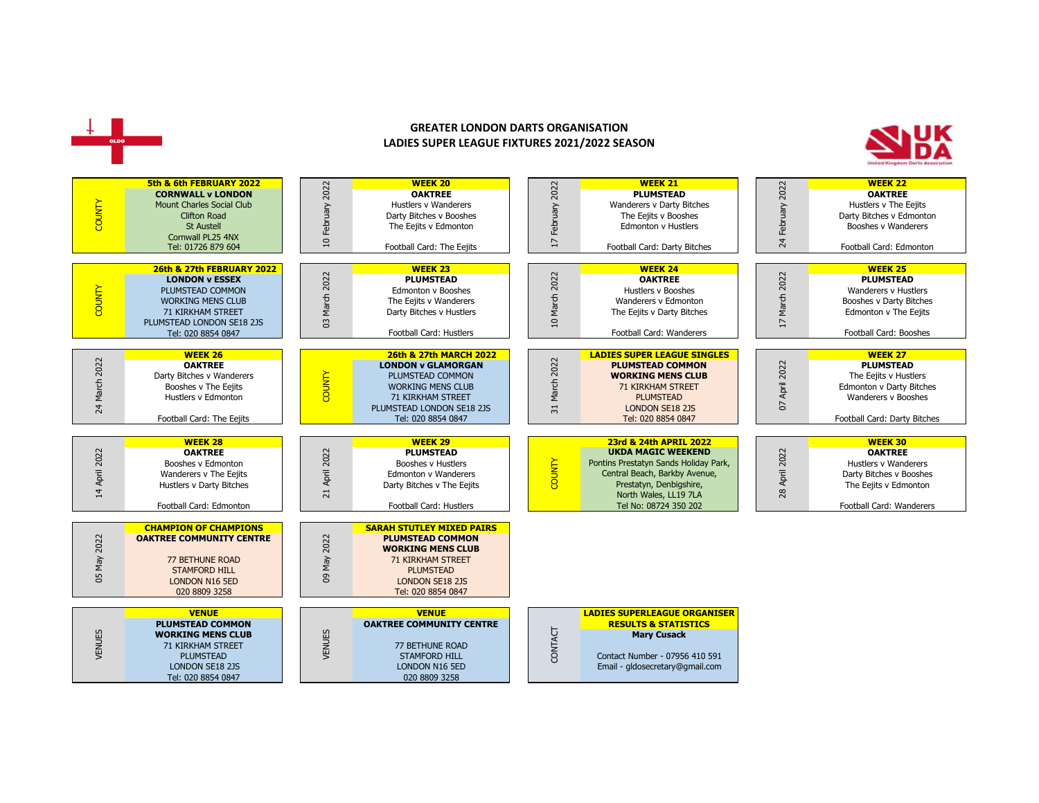# GREATER LONDON DARTS ORGANISATION

## LADIES SUPER LEAGUE FIXTURES 2021/2022 SEASON

| Date | Fixture |
| --- | --- |
| COUNTY | **5th & 6th FEBRUARY 2022**<br>**CORNWALL v LONDON**<br>Mount Charles Social Club<br>Clifton Road<br>St Austell<br>Cornwall PL25 4NX<br>Tel: 01726 879 604 |
| 10 February 2022 | **WEEK 20**<br>**OAKTREE**<br>Hustlers v Wanderers<br>Darty Bitches v Booshes<br>The Eejits v Edmonton<br>Football Card: The Eejits |
| 17 February 2022 | **WEEK 21**<br>**PLUMSTEAD**<br>Wanderers v Darty Bitches<br>The Eejits v Booshes<br>Edmonton v Hustlers<br>Football Card: Darty Bitches |
| 24 February 2022 | **WEEK 22**<br>**OAKTREE**<br>Hustlers v The Eejits<br>Darty Bitches v Edmonton<br>Booshes v Wanderers<br>Football Card: Edmonton |
| COUNTY | **26th & 27th FEBRUARY 2022**<br>**LONDON v ESSEX**<br>PLUMSTEAD COMMON<br>WORKING MENS CLUB<br>71 KIRKHAM STREET<br>PLUMSTEAD LONDON SE18 2JS<br>Tel: 020 8854 0847 |
| 03 March 2022 | **WEEK 23**<br>**PLUMSTEAD**<br>Edmonton v Booshes<br>The Eejits v Wanderers<br>Darty Bitches v Hustlers<br>Football Card: Hustlers |
| 10 March 2022 | **WEEK 24**<br>**OAKTREE**<br>Hustlers v Booshes<br>Wanderers v Edmonton<br>The Eejits v Darty Bitches<br>Football Card: Wanderers |
| 17 March 2022 | **WEEK 25**<br>**PLUMSTEAD**<br>Wanderers v Hustlers<br>Booshes v Darty Bitches<br>Edmonton v The Eejits<br>Football Card: Booshes |
| 24 March 2022 | **WEEK 26**<br>**OAKTREE**<br>Darty Bitches v Wanderers<br>Booshes v The Eejits<br>Hustlers v Edmonton<br>Football Card: The Eejits |
| COUNTY | **26th & 27th MARCH 2022**<br>**LONDON v GLAMORGAN**<br>PLUMSTEAD COMMON<br>WORKING MENS CLUB<br>71 KIRKHAM STREET<br>PLUMSTEAD LONDON SE18 2JS<br>Tel: 020 8854 0847 |
| 31 March 2022 | **LADIES SUPER LEAGUE SINGLES**<br>**PLUMSTEAD COMMON**<br>**WORKING MENS CLUB**<br>71 KIRKHAM STREET<br>PLUMSTEAD<br>LONDON SE18 2JS<br>Tel: 020 8854 0847 |
| 07 April 2022 | **WEEK 27**<br>**PLUMSTEAD**<br>The Eejits v Hustlers<br>Edmonton v Darty Bitches<br>Wanderers v Booshes<br>Football Card: Darty Bitches |
| 14 April 2022 | **WEEK 28**<br>**OAKTREE**<br>Booshes v Edmonton<br>Wanderers v The Eejits<br>Hustlers v Darty Bitches<br>Football Card: Edmonton |
| 21 April 2022 | **WEEK 29**<br>**PLUMSTEAD**<br>Booshes v Hustlers<br>Edmonton v Wanderers<br>Darty Bitches v The Eejits<br>Football Card: Hustlers |
| COUNTY | **23rd & 24th APRIL 2022**<br>**UKDA MAGIC WEEKEND**<br>Pontins Prestatyn Sands Holiday Park,<br>Central Beach, Barkby Avenue,<br>Prestatyn, Denbigshire,<br>North Wales, LL19 7LA<br>Tel No: 08724 350 202 |
| 28 April 2022 | **WEEK 30**<br>**OAKTREE**<br>Hustlers v Wanderers<br>Darty Bitches v Booshes<br>The Eejits v Edmonton<br>Football Card: Wanderers |
| 05 May 2022 | **CHAMPION OF CHAMPIONS**<br>**OAKTREE COMMUNITY CENTRE**<br>77 BETHUNE ROAD<br>STAMFORD HILL<br>LONDON N16 5ED<br>020 8809 3258 |
| 09 May 2022 | **SARAH STUTLEY MIXED PAIRS**<br>**PLUMSTEAD COMMON**<br>**WORKING MENS CLUB**<br>71 KIRKHAM STREET<br>PLUMSTEAD<br>LONDON SE18 2JS<br>Tel: 020 8854 0847 |
| VENUES | **VENUE**<br>**PLUMSTEAD COMMON**<br>**WORKING MENS CLUB**<br>71 KIRKHAM STREET<br>PLUMSTEAD<br>LONDON SE18 2JS<br>Tel: 020 8854 0847 |
| VENUES | **VENUE**<br>**OAKTREE COMMUNITY CENTRE**<br>77 BETHUNE ROAD<br>STAMFORD HILL<br>LONDON N16 5ED<br>020 8809 3258 |
| CONTACT | **LADIES SUPERLEAGUE ORGANISER**<br>**RESULTS & STATISTICS**<br>**Mary Cusack**<br>Contact Number - 07956 410 591<br>Email - gldosecretary@gmail.com |